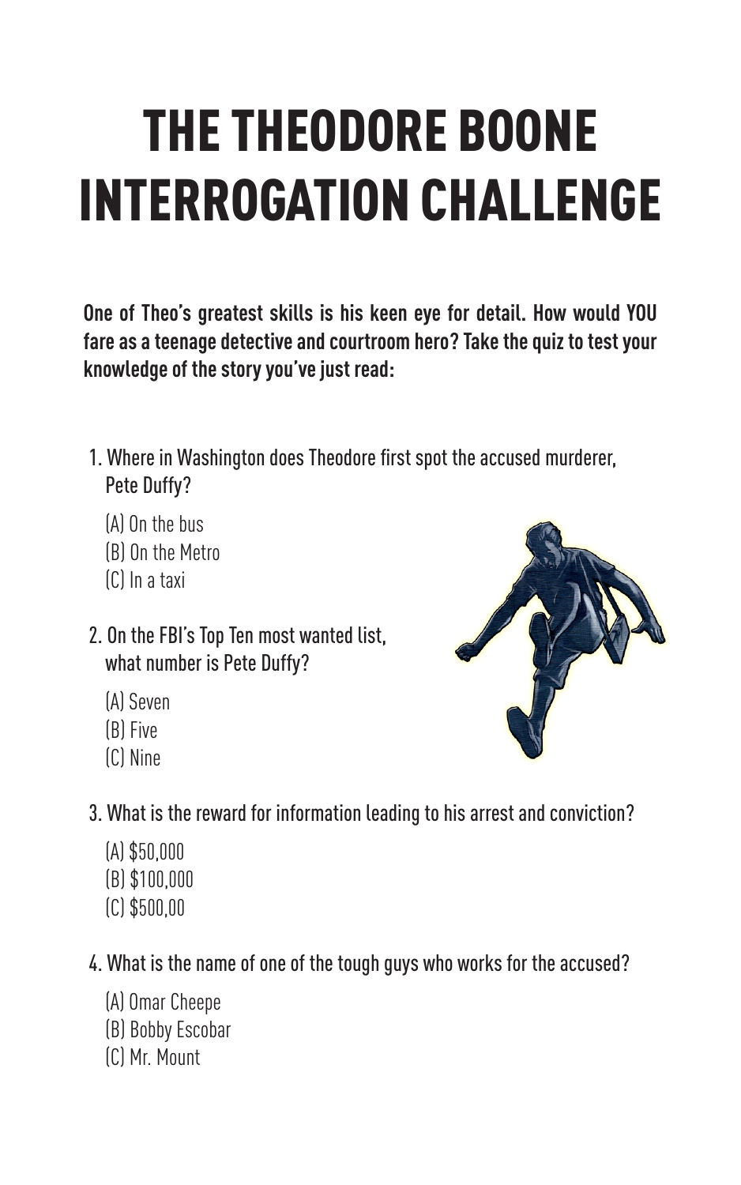# THE THEODORE BOONE INTERROGATION CHALLENGE

**One of Theo's greatest skills is his keen eye for detail. How would YOU fare as a teenage detective and courtroom hero? Take the quiz to test your knowledge of the story you've just read:**

1. Where in Washington does Theodore first spot the accused murderer, Pete Duffy?

   (A) On the bus
   (B) On the Metro
   (C) In a taxi

2. On the FBI's Top Ten most wanted list, what number is Pete Duffy?

   (A) Seven
   (B) Five
   (C) Nine

3. What is the reward for information leading to his arrest and conviction?

   (A) $50,000
   (B) $100,000
   (C) $500,00

4. What is the name of one of the tough guys who works for the accused?

   (A) Omar Cheepe
   (B) Bobby Escobar
   (C) Mr. Mount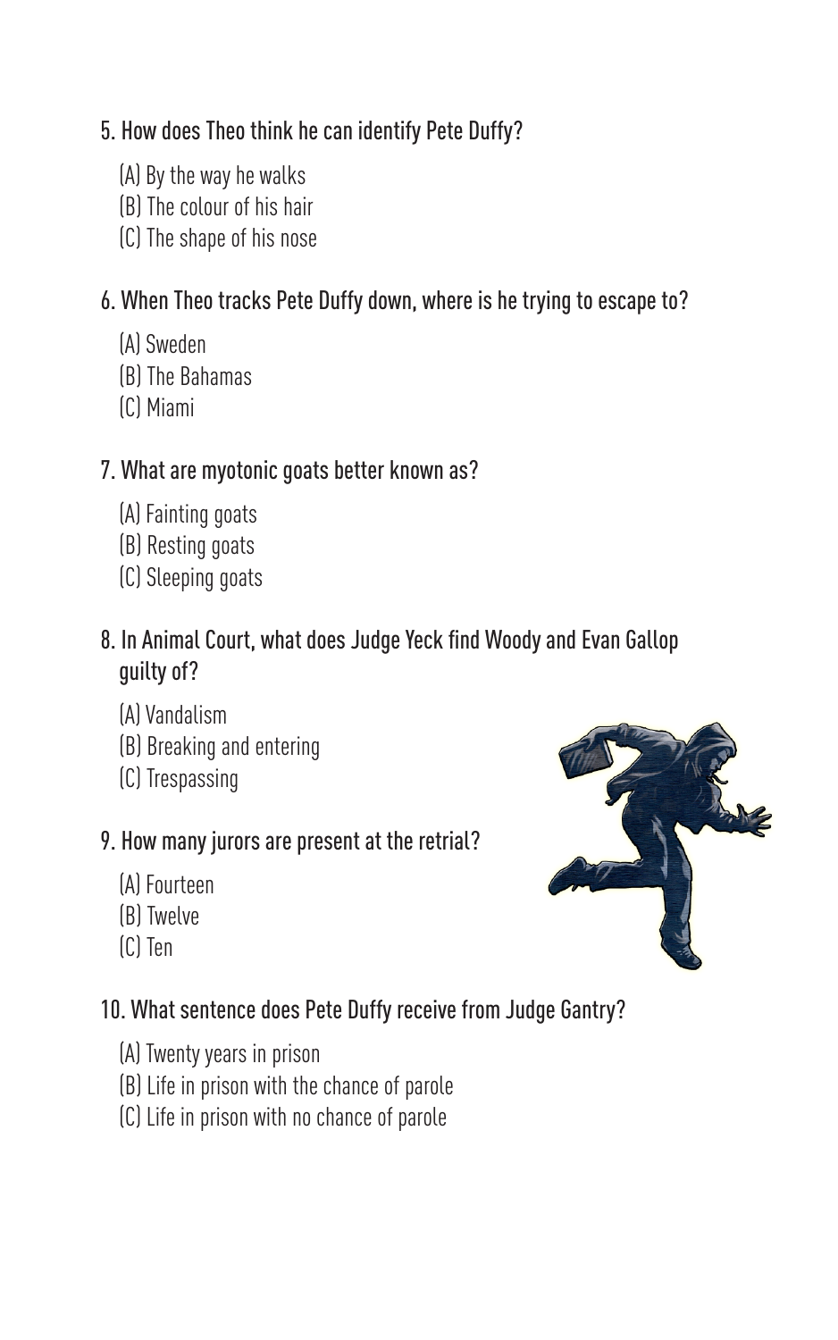5. How does Theo think he can identify Pete Duffy?

(A) By the way he walks
(B) The colour of his hair
(C) The shape of his nose

6. When Theo tracks Pete Duffy down, where is he trying to escape to?

(A) Sweden
(B) The Bahamas
(C) Miami

7. What are myotonic goats better known as?

(A) Fainting goats
(B) Resting goats
(C) Sleeping goats

8. In Animal Court, what does Judge Yeck find Woody and Evan Gallop guilty of?

(A) Vandalism
(B) Breaking and entering
(C) Trespassing

9. How many jurors are present at the retrial?

(A) Fourteen
(B) Twelve
(C) Ten

10. What sentence does Pete Duffy receive from Judge Gantry?

(A) Twenty years in prison
(B) Life in prison with the chance of parole
(C) Life in prison with no chance of parole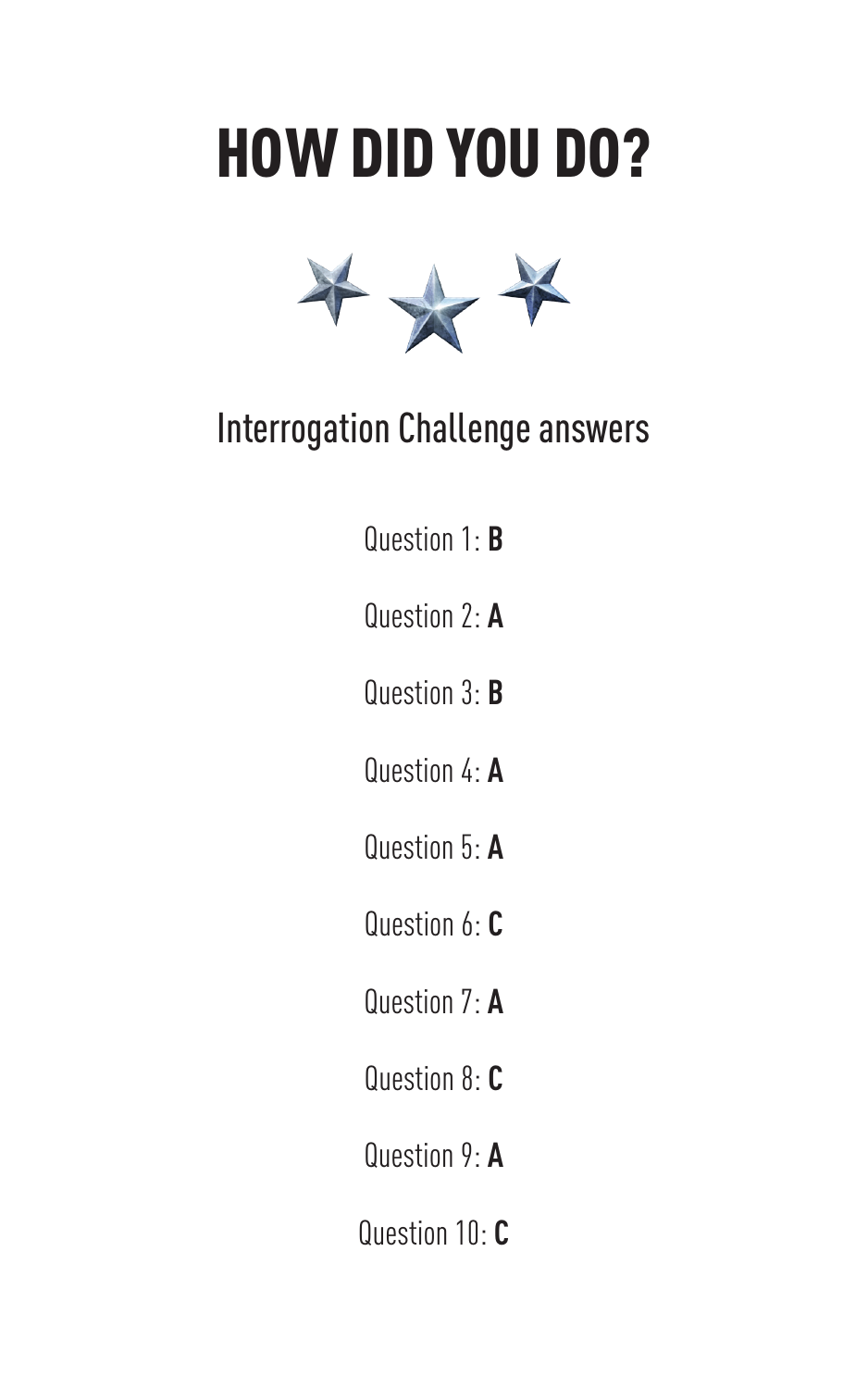# HOW DID YOU DO?

## Interrogation Challenge answers

Question 1: **B**

Question 2: **A**

Question 3: **B**

Question 4: **A**

Question 5: **A**

Question 6: **C**

Question 7: **A**

Question 8: **C**

Question 9: **A**

Question 10: **C**